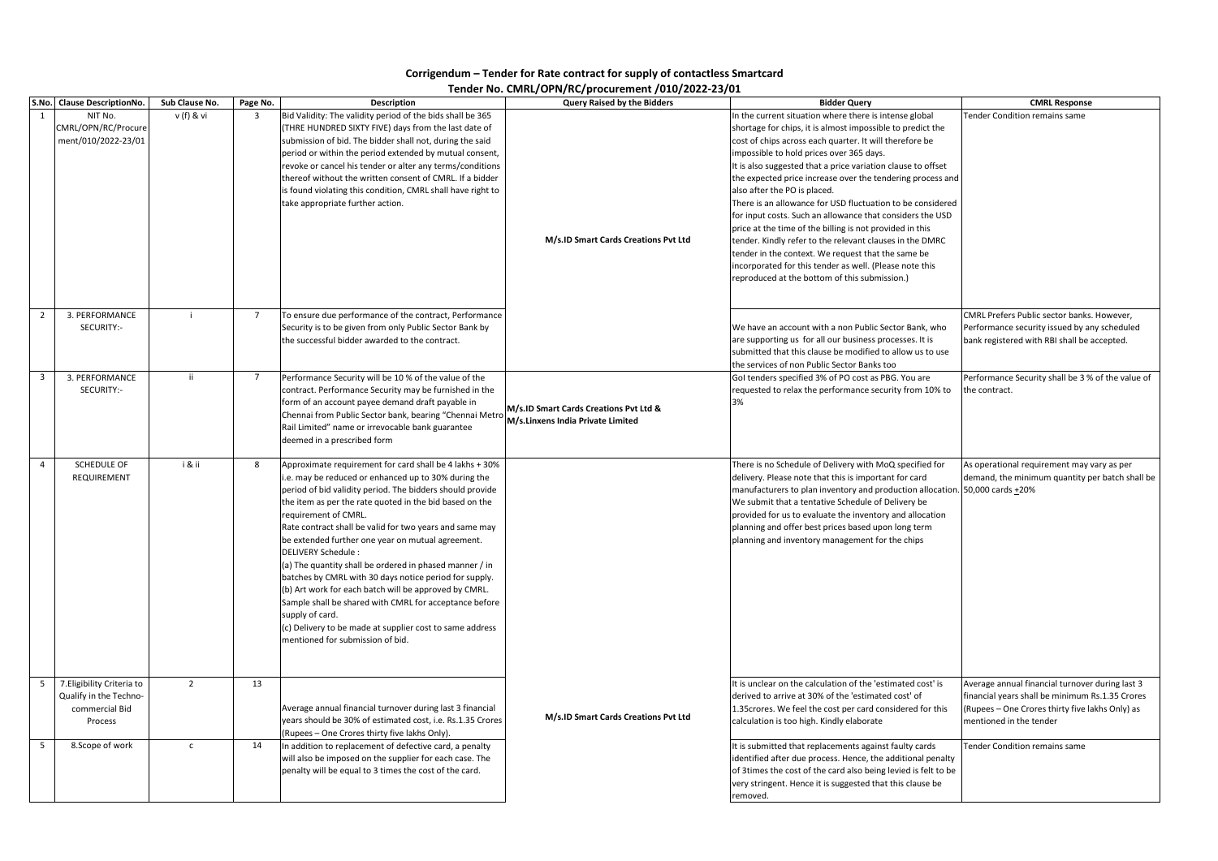# Corrigendum – Tender for Rate contract for supply of contactless Smartcard

## Tender No. CMRL/OPN/RC/procurement /010/2022-23/01

| S.No. | Clause DescriptionNo. | Sub Clause No. | Page No. | Description | Query Raised by the Bidders | Bidder Query | CMRL Response |
|---|---|---|---|---|---|---|---|
| 1 | NIT No. CMRL/OPN/RC/Procurement/010/2022-23/01 | v (f) & vi | 3 | Bid Validity: The validity period of the bids shall be 365 (THRE HUNDRED SIXTY FIVE) days from the last date of submission of bid. The bidder shall not, during the said period or within the period extended by mutual consent, revoke or cancel his tender or alter any terms/conditions thereof without the written consent of CMRL. If a bidder is found violating this condition, CMRL shall have right to take appropriate further action. | M/s.ID Smart Cards Creations Pvt Ltd | In the current situation where there is intense global shortage for chips, it is almost impossible to predict the cost of chips across each quarter. It will therefore be impossible to hold prices over 365 days.<br>It is also suggested that a price variation clause to offset the expected price increase over the tendering process and also after the PO is placed.<br>There is an allowance for USD fluctuation to be considered for input costs. Such an allowance that considers the USD price at the time of the billing is not provided in this tender. Kindly refer to the relevant clauses in the DMRC tender in the context. We request that the same be incorporated for this tender as well. (Please note this reproduced at the bottom of this submission.) | Tender Condition remains same |
| 2 | 3. PERFORMANCE SECURITY:- | i | 7 | To ensure due performance of the contract, Performance Security is to be given from only Public Sector Bank by the successful bidder awarded to the contract. | M/s.ID Smart Cards Creations Pvt Ltd | We have an account with a non Public Sector Bank, who are supporting us for all our business processes. It is submitted that this clause be modified to allow us to use the services of non Public Sector Banks too | CMRL Prefers Public sector banks. However, Performance security issued by any scheduled bank registered with RBI shall be accepted. |
| 3 | 3. PERFORMANCE SECURITY:- | ii | 7 | Performance Security will be 10 % of the value of the contract. Performance Security may be furnished in the form of an account payee demand draft payable in Chennai from Public Sector bank, bearing "Chennai Metro Rail Limited" name or irrevocable bank guarantee deemed in a prescribed form | M/s.ID Smart Cards Creations Pvt Ltd & M/s.Linxens India Private Limited | GoI tenders specified 3% of PO cost as PBG. You are requested to relax the performance security from 10% to 3% | Performance Security shall be 3 % of the value of the contract. |
| 4 | SCHEDULE OF REQUIREMENT | i & ii | 8 | Approximate requirement for card shall be 4 lakhs + 30% i.e. may be reduced or enhanced up to 30% during the period of bid validity period. The bidders should provide the item as per the rate quoted in the bid based on the requirement of CMRL.<br>Rate contract shall be valid for two years and same may be extended further one year on mutual agreement.<br>DELIVERY Schedule :<br>(a) The quantity shall be ordered in phased manner / in batches by CMRL with 30 days notice period for supply.<br>(b) Art work for each batch will be approved by CMRL. Sample shall be shared with CMRL for acceptance before supply of card.<br>(c) Delivery to be made at supplier cost to same address mentioned for submission of bid. | M/s.ID Smart Cards Creations Pvt Ltd | There is no Schedule of Delivery with MoQ specified for delivery. Please note that this is important for card manufacturers to plan inventory and production allocation. We submit that a tentative Schedule of Delivery be provided for us to evaluate the inventory and allocation planning and offer best prices based upon long term planning and inventory management for the chips | As operational requirement may vary as per demand, the minimum quantity per batch shall be 50,000 cards +20% |
| 5 | 7.Eligibility Criteria to Qualify in the Techno-commercial Bid Process | 2 | 13 | Average annual financial turnover during last 3 financial years should be 30% of estimated cost, i.e. Rs.1.35 Crores (Rupees – One Crores thirty five lakhs Only). | M/s.ID Smart Cards Creations Pvt Ltd | It is unclear on the calculation of the 'estimated cost' is derived to arrive at 30% of the 'estimated cost' of 1.35crores. We feel the cost per card considered for this calculation is too high. Kindly elaborate | Average annual financial turnover during last 3 financial years shall be minimum Rs.1.35 Crores (Rupees – One Crores thirty five lakhs Only) as mentioned in the tender |
| 5 | 8.Scope of work | c | 14 | In addition to replacement of defective card, a penalty will also be imposed on the supplier for each case. The penalty will be equal to 3 times the cost of the card. | M/s.ID Smart Cards Creations Pvt Ltd | It is submitted that replacements against faulty cards identified after due process. Hence, the additional penalty of 3times the cost of the card also being levied is felt to be very stringent. Hence it is suggested that this clause be removed. | Tender Condition remains same |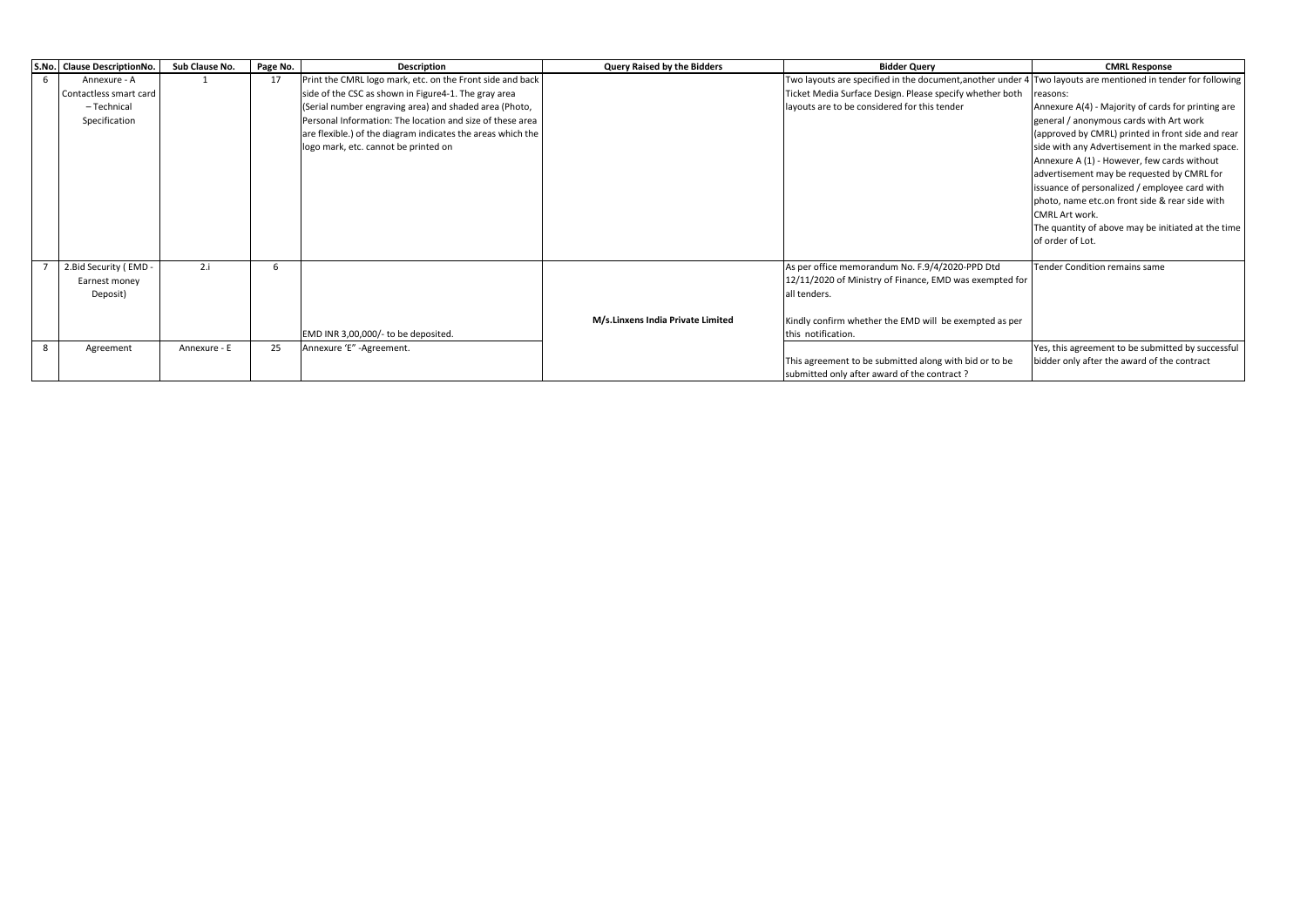| S.No. | Clause DescriptionNo. | Sub Clause No. | Page No. | Description | Query Raised by the Bidders | Bidder Query | CMRL Response |
|---|---|---|---|---|---|---|---|
| 6 | Annexure - A Contactless smart card – Technical Specification | 1 | 17 | Print the CMRL logo mark, etc. on the Front side and back side of the CSC as shown in Figure4-1. The gray area (Serial number engraving area) and shaded area (Photo, Personal Information: The location and size of these area are flexible.) of the diagram indicates the areas which the logo mark, etc. cannot be printed on | | Two layouts are specified in the document,another under 4 Ticket Media Surface Design. Please specify whether both layouts are to be considered for this tender | Two layouts are mentioned in tender for following reasons:<br>Annexure A(4) - Majority of cards for printing are general / anonymous cards with Art work (approved by CMRL) printed in front side and rear side with any Advertisement in the marked space.<br>Annexure A (1) - However, few cards without advertisement may be requested by CMRL for issuance of personalized / employee card with photo, name etc.on front side & rear side with CMRL Art work.<br>The quantity of above may be initiated at the time of order of Lot. |
| 7 | 2.Bid Security ( EMD - Earnest money Deposit) | 2.i | 6 | EMD INR 3,00,000/- to be deposited. | M/s.Linxens India Private Limited | As per office memorandum No. F.9/4/2020-PPD Dtd 12/11/2020 of Ministry of Finance, EMD was exempted for all tenders.<br><br>Kindly confirm whether the EMD will be exempted as per this notification. | Tender Condition remains same |
| 8 | Agreement | Annexure - E | 25 | Annexure 'E" -Agreement. | | This agreement to be submitted along with bid or to be submitted only after award of the contract ? | Yes, this agreement to be submitted by successful bidder only after the award of the contract |